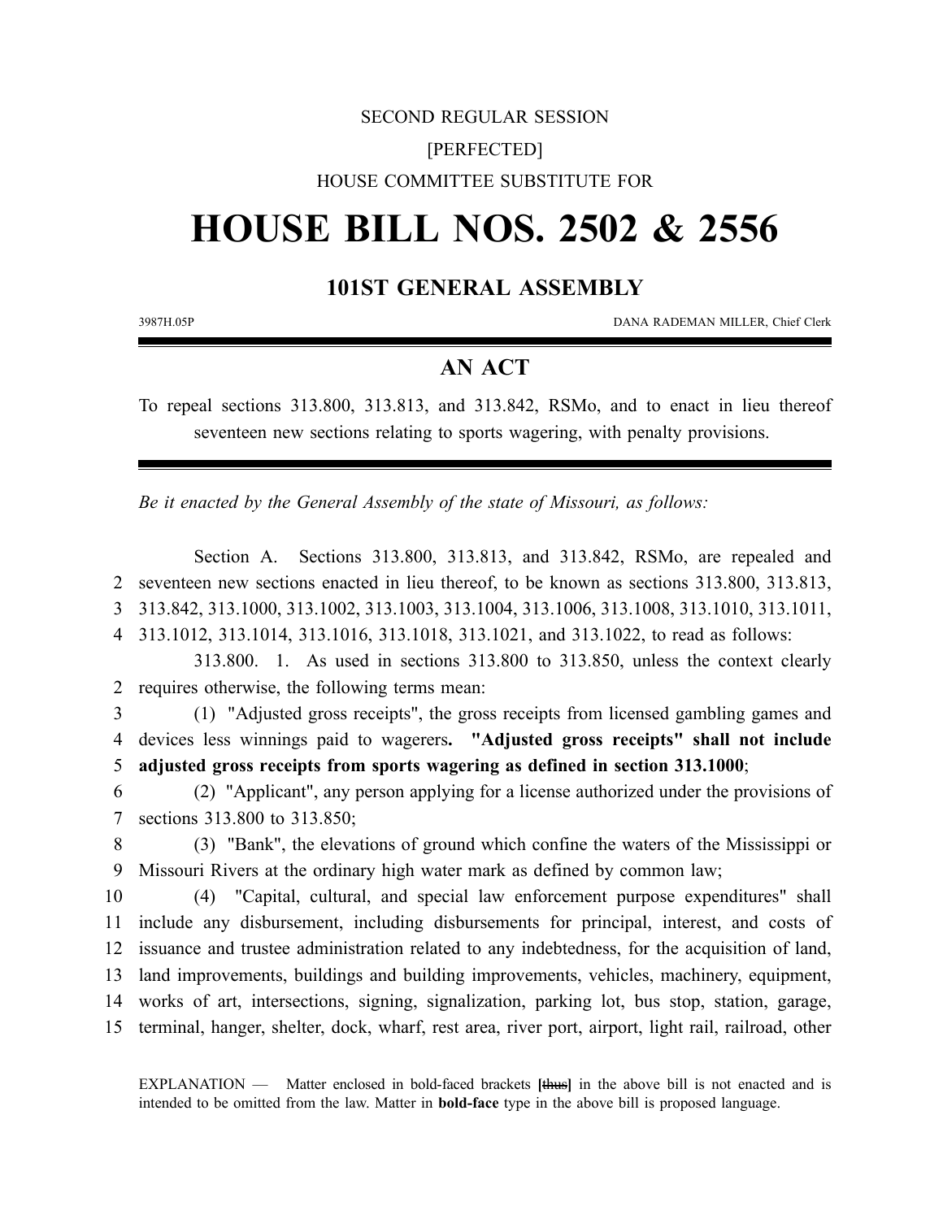SECOND REGULAR SESSION

[PERFECTED]

HOUSE COMMITTEE SUBSTITUTE FOR

# HOUSE BILL NOS. 2502 & 2556

## 101ST GENERAL ASSEMBLY

3987H.05P DANA RADEMAN MILLER, Chief Clerk

## AN ACT

To repeal sections 313.800, 313.813, and 313.842, RSMo, and to enact in lieu thereof seventeen new sections relating to sports wagering, with penalty provisions.

*Be it enacted by the General Assembly of the state of Missouri, as follows:*

Section A. Sections 313.800, 313.813, and 313.842, RSMo, are repealed and seventeen new sections enacted in lieu thereof, to be known as sections 313.800, 313.813, 313.842, 313.1000, 313.1002, 313.1003, 313.1004, 313.1006, 313.1008, 313.1010, 313.1011, 313.1012, 313.1014, 313.1016, 313.1018, 313.1021, and 313.1022, to read as follows:

313.800. 1. As used in sections 313.800 to 313.850, unless the context clearly requires otherwise, the following terms mean:

(1) "Adjusted gross receipts", the gross receipts from licensed gambling games and devices less winnings paid to wagerers**. "Adjusted gross receipts" shall not include adjusted gross receipts from sports wagering as defined in section 313.1000**;

(2) "Applicant", any person applying for a license authorized under the provisions of sections 313.800 to 313.850;

(3) "Bank", the elevations of ground which confine the waters of the Mississippi or Missouri Rivers at the ordinary high water mark as defined by common law;

(4) "Capital, cultural, and special law enforcement purpose expenditures" shall include any disbursement, including disbursements for principal, interest, and costs of issuance and trustee administration related to any indebtedness, for the acquisition of land, land improvements, buildings and building improvements, vehicles, machinery, equipment, works of art, intersections, signing, signalization, parking lot, bus stop, station, garage, terminal, hanger, shelter, dock, wharf, rest area, river port, airport, light rail, railroad, other

EXPLANATION — Matter enclosed in bold-faced brackets **[thus]** in the above bill is not enacted and is intended to be omitted from the law. Matter in **bold-face** type in the above bill is proposed language.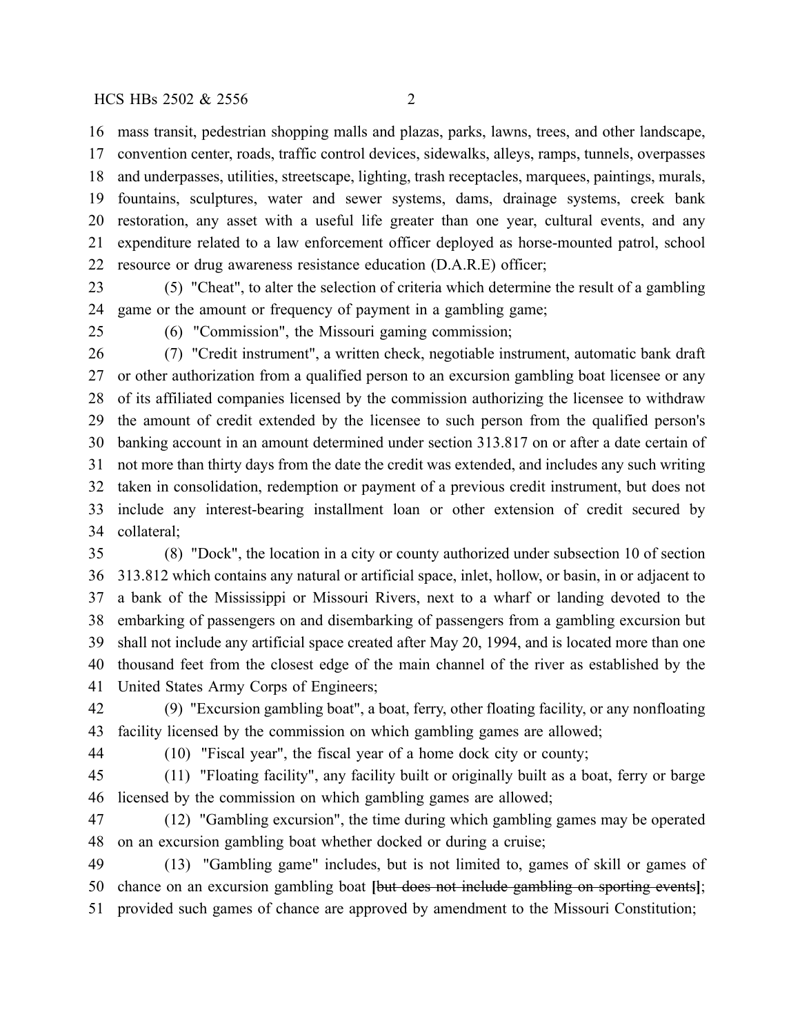mass transit, pedestrian shopping malls and plazas, parks, lawns, trees, and other landscape, convention center, roads, traffic control devices, sidewalks, alleys, ramps, tunnels, overpasses and underpasses, utilities, streetscape, lighting, trash receptacles, marquees, paintings, murals, fountains, sculptures, water and sewer systems, dams, drainage systems, creek bank restoration, any asset with a useful life greater than one year, cultural events, and any expenditure related to a law enforcement officer deployed as horse-mounted patrol, school resource or drug awareness resistance education (D.A.R.E) officer;

(5) "Cheat", to alter the selection of criteria which determine the result of a gambling game or the amount or frequency of payment in a gambling game;

(6) "Commission", the Missouri gaming commission;

(7) "Credit instrument", a written check, negotiable instrument, automatic bank draft or other authorization from a qualified person to an excursion gambling boat licensee or any of its affiliated companies licensed by the commission authorizing the licensee to withdraw the amount of credit extended by the licensee to such person from the qualified person's banking account in an amount determined under section 313.817 on or after a date certain of not more than thirty days from the date the credit was extended, and includes any such writing taken in consolidation, redemption or payment of a previous credit instrument, but does not include any interest-bearing installment loan or other extension of credit secured by collateral;

(8) "Dock", the location in a city or county authorized under subsection 10 of section 313.812 which contains any natural or artificial space, inlet, hollow, or basin, in or adjacent to a bank of the Mississippi or Missouri Rivers, next to a wharf or landing devoted to the embarking of passengers on and disembarking of passengers from a gambling excursion but shall not include any artificial space created after May 20, 1994, and is located more than one thousand feet from the closest edge of the main channel of the river as established by the United States Army Corps of Engineers;

(9) "Excursion gambling boat", a boat, ferry, other floating facility, or any nonfloating facility licensed by the commission on which gambling games are allowed;

(10) "Fiscal year", the fiscal year of a home dock city or county;

(11) "Floating facility", any facility built or originally built as a boat, ferry or barge licensed by the commission on which gambling games are allowed;

(12) "Gambling excursion", the time during which gambling games may be operated on an excursion gambling boat whether docked or during a cruise;

(13) "Gambling game" includes, but is not limited to, games of skill or games of chance on an excursion gambling boat **[**~~but does not include gambling on sporting events~~**]**; provided such games of chance are approved by amendment to the Missouri Constitution;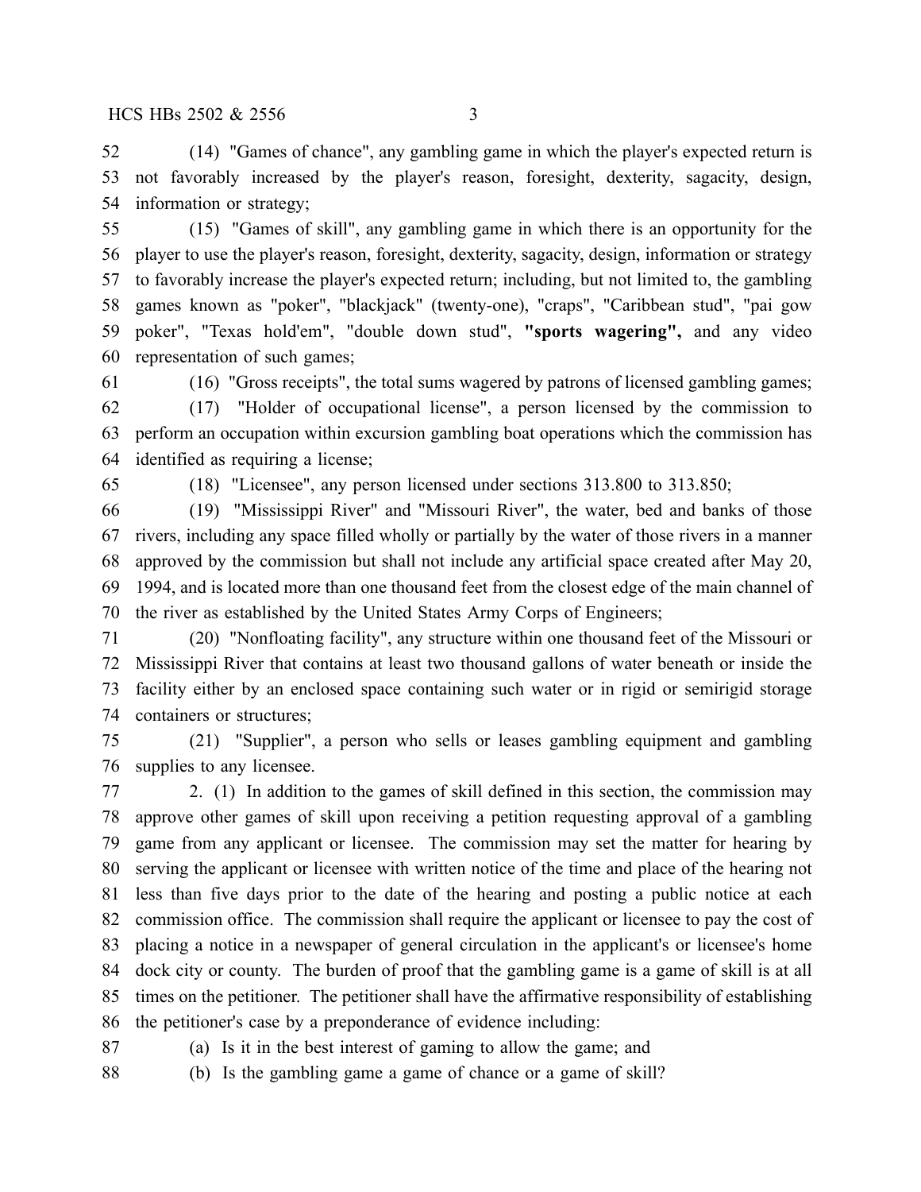(14) "Games of chance", any gambling game in which the player's expected return is not favorably increased by the player's reason, foresight, dexterity, sagacity, design, information or strategy;

(15) "Games of skill", any gambling game in which there is an opportunity for the player to use the player's reason, foresight, dexterity, sagacity, design, information or strategy to favorably increase the player's expected return; including, but not limited to, the gambling games known as "poker", "blackjack" (twenty-one), "craps", "Caribbean stud", "pai gow poker", "Texas hold'em", "double down stud", **"sports wagering",** and any video representation of such games;

(16) "Gross receipts", the total sums wagered by patrons of licensed gambling games;

(17) "Holder of occupational license", a person licensed by the commission to perform an occupation within excursion gambling boat operations which the commission has identified as requiring a license;

(18) "Licensee", any person licensed under sections 313.800 to 313.850;

(19) "Mississippi River" and "Missouri River", the water, bed and banks of those rivers, including any space filled wholly or partially by the water of those rivers in a manner approved by the commission but shall not include any artificial space created after May 20, 1994, and is located more than one thousand feet from the closest edge of the main channel of the river as established by the United States Army Corps of Engineers;

(20) "Nonfloating facility", any structure within one thousand feet of the Missouri or Mississippi River that contains at least two thousand gallons of water beneath or inside the facility either by an enclosed space containing such water or in rigid or semirigid storage containers or structures;

(21) "Supplier", a person who sells or leases gambling equipment and gambling supplies to any licensee.

2. (1) In addition to the games of skill defined in this section, the commission may approve other games of skill upon receiving a petition requesting approval of a gambling game from any applicant or licensee. The commission may set the matter for hearing by serving the applicant or licensee with written notice of the time and place of the hearing not less than five days prior to the date of the hearing and posting a public notice at each commission office. The commission shall require the applicant or licensee to pay the cost of placing a notice in a newspaper of general circulation in the applicant's or licensee's home dock city or county. The burden of proof that the gambling game is a game of skill is at all times on the petitioner. The petitioner shall have the affirmative responsibility of establishing the petitioner's case by a preponderance of evidence including:

(a) Is it in the best interest of gaming to allow the game; and

(b) Is the gambling game a game of chance or a game of skill?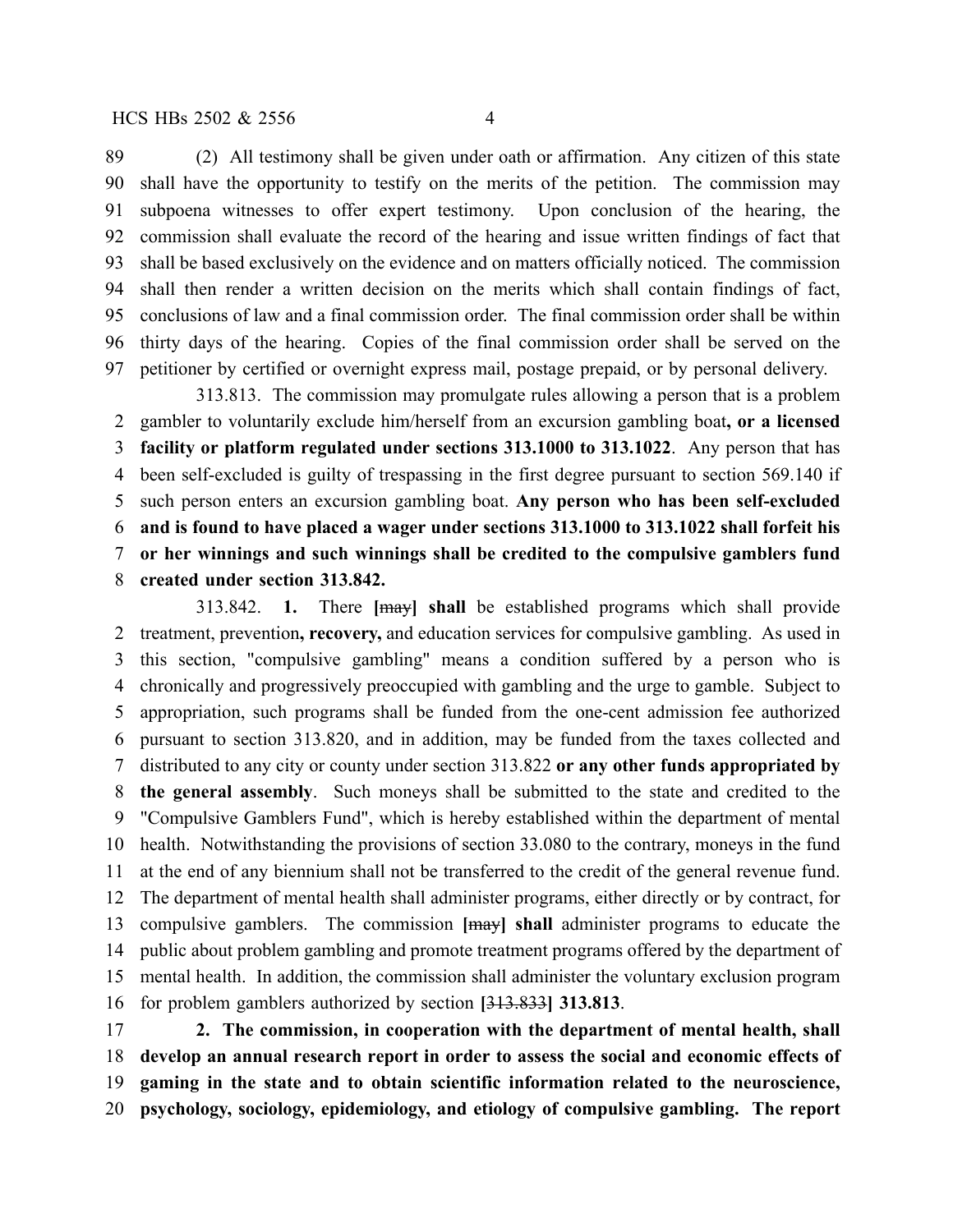(2) All testimony shall be given under oath or affirmation. Any citizen of this state shall have the opportunity to testify on the merits of the petition. The commission may subpoena witnesses to offer expert testimony. Upon conclusion of the hearing, the commission shall evaluate the record of the hearing and issue written findings of fact that shall be based exclusively on the evidence and on matters officially noticed. The commission shall then render a written decision on the merits which shall contain findings of fact, conclusions of law and a final commission order. The final commission order shall be within thirty days of the hearing. Copies of the final commission order shall be served on the petitioner by certified or overnight express mail, postage prepaid, or by personal delivery.

313.813. The commission may promulgate rules allowing a person that is a problem gambler to voluntarily exclude him/herself from an excursion gambling boat**, or a licensed facility or platform regulated under sections 313.1000 to 313.1022**. Any person that has been self-excluded is guilty of trespassing in the first degree pursuant to section 569.140 if such person enters an excursion gambling boat. **Any person who has been self-excluded and is found to have placed a wager under sections 313.1000 to 313.1022 shall forfeit his or her winnings and such winnings shall be credited to the compulsive gamblers fund created under section 313.842.**

313.842. **1.** There **[**~~may~~**] shall** be established programs which shall provide treatment, prevention**, recovery,** and education services for compulsive gambling. As used in this section, "compulsive gambling" means a condition suffered by a person who is chronically and progressively preoccupied with gambling and the urge to gamble. Subject to appropriation, such programs shall be funded from the one-cent admission fee authorized pursuant to section 313.820, and in addition, may be funded from the taxes collected and distributed to any city or county under section 313.822 **or any other funds appropriated by the general assembly**. Such moneys shall be submitted to the state and credited to the "Compulsive Gamblers Fund", which is hereby established within the department of mental health. Notwithstanding the provisions of section 33.080 to the contrary, moneys in the fund at the end of any biennium shall not be transferred to the credit of the general revenue fund. The department of mental health shall administer programs, either directly or by contract, for compulsive gamblers. The commission **[**~~may~~**] shall** administer programs to educate the public about problem gambling and promote treatment programs offered by the department of mental health. In addition, the commission shall administer the voluntary exclusion program for problem gamblers authorized by section **[**~~313.833~~**] 313.813**.

**2. The commission, in cooperation with the department of mental health, shall develop an annual research report in order to assess the social and economic effects of gaming in the state and to obtain scientific information related to the neuroscience, psychology, sociology, epidemiology, and etiology of compulsive gambling. The report**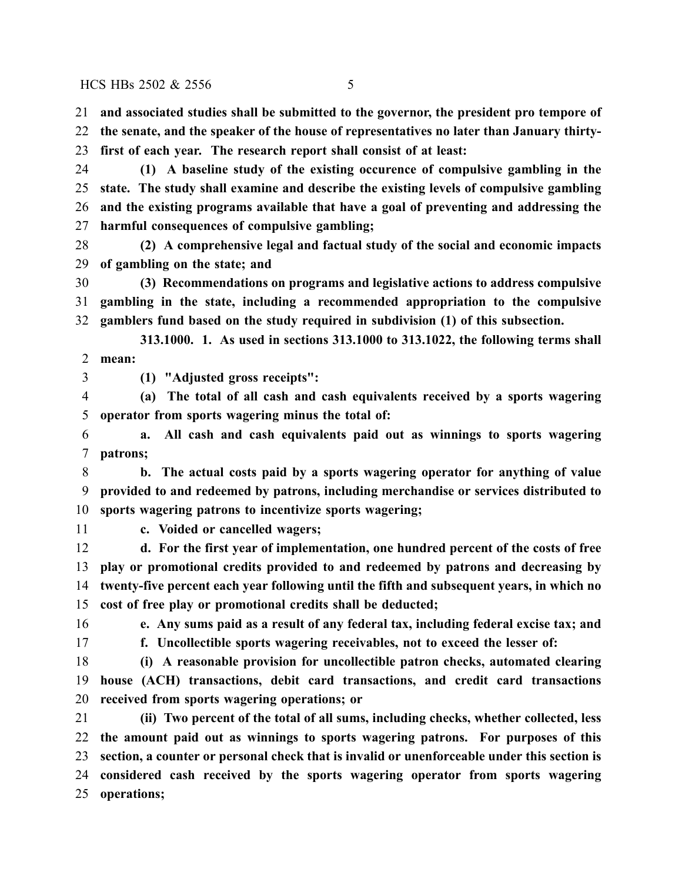**and associated studies shall be submitted to the governor, the president pro tempore of the senate, and the speaker of the house of representatives no later than January thirty-first of each year. The research report shall consist of at least:**

**(1) A baseline study of the existing occurence of compulsive gambling in the state. The study shall examine and describe the existing levels of compulsive gambling and the existing programs available that have a goal of preventing and addressing the harmful consequences of compulsive gambling;**

**(2) A comprehensive legal and factual study of the social and economic impacts of gambling on the state; and**

**(3) Recommendations on programs and legislative actions to address compulsive gambling in the state, including a recommended appropriation to the compulsive gamblers fund based on the study required in subdivision (1) of this subsection.**

**313.1000. 1. As used in sections 313.1000 to 313.1022, the following terms shall mean:**

**(1) "Adjusted gross receipts":**

**(a) The total of all cash and cash equivalents received by a sports wagering operator from sports wagering minus the total of:**

**a. All cash and cash equivalents paid out as winnings to sports wagering patrons;**

**b. The actual costs paid by a sports wagering operator for anything of value provided to and redeemed by patrons, including merchandise or services distributed to sports wagering patrons to incentivize sports wagering;**

**c. Voided or cancelled wagers;**

**d. For the first year of implementation, one hundred percent of the costs of free play or promotional credits provided to and redeemed by patrons and decreasing by twenty-five percent each year following until the fifth and subsequent years, in which no cost of free play or promotional credits shall be deducted;**

**e. Any sums paid as a result of any federal tax, including federal excise tax; and**

**f. Uncollectible sports wagering receivables, not to exceed the lesser of:**

**(i) A reasonable provision for uncollectible patron checks, automated clearing house (ACH) transactions, debit card transactions, and credit card transactions received from sports wagering operations; or**

**(ii) Two percent of the total of all sums, including checks, whether collected, less the amount paid out as winnings to sports wagering patrons. For purposes of this section, a counter or personal check that is invalid or unenforceable under this section is considered cash received by the sports wagering operator from sports wagering operations;**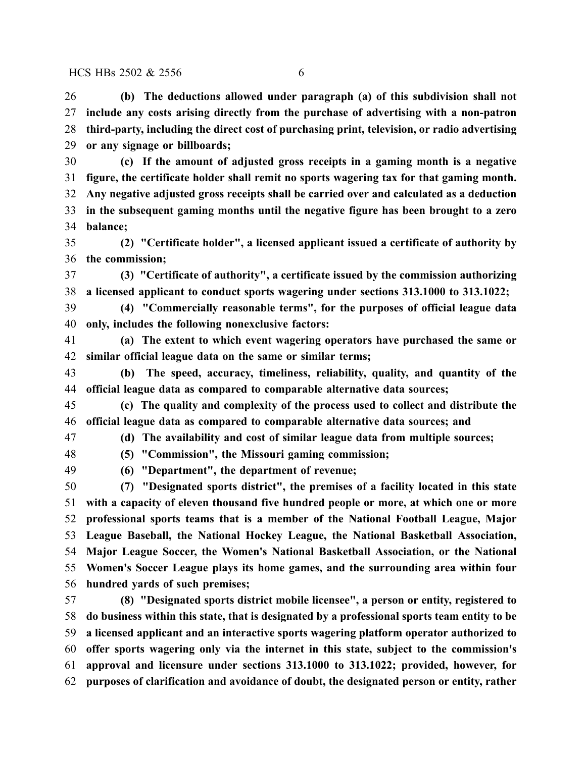**(b) The deductions allowed under paragraph (a) of this subdivision shall not include any costs arising directly from the purchase of advertising with a non-patron third-party, including the direct cost of purchasing print, television, or radio advertising or any signage or billboards;**

**(c) If the amount of adjusted gross receipts in a gaming month is a negative figure, the certificate holder shall remit no sports wagering tax for that gaming month. Any negative adjusted gross receipts shall be carried over and calculated as a deduction in the subsequent gaming months until the negative figure has been brought to a zero balance;**

**(2) "Certificate holder", a licensed applicant issued a certificate of authority by the commission;**

**(3) "Certificate of authority", a certificate issued by the commission authorizing a licensed applicant to conduct sports wagering under sections 313.1000 to 313.1022;**

**(4) "Commercially reasonable terms", for the purposes of official league data only, includes the following nonexclusive factors:**

**(a) The extent to which event wagering operators have purchased the same or similar official league data on the same or similar terms;**

**(b) The speed, accuracy, timeliness, reliability, quality, and quantity of the official league data as compared to comparable alternative data sources;**

**(c) The quality and complexity of the process used to collect and distribute the official league data as compared to comparable alternative data sources; and**

**(d) The availability and cost of similar league data from multiple sources;**

**(5) "Commission", the Missouri gaming commission;**

**(6) "Department", the department of revenue;**

**(7) "Designated sports district", the premises of a facility located in this state with a capacity of eleven thousand five hundred people or more, at which one or more professional sports teams that is a member of the National Football League, Major League Baseball, the National Hockey League, the National Basketball Association, Major League Soccer, the Women's National Basketball Association, or the National Women's Soccer League plays its home games, and the surrounding area within four hundred yards of such premises;**

**(8) "Designated sports district mobile licensee", a person or entity, registered to do business within this state, that is designated by a professional sports team entity to be a licensed applicant and an interactive sports wagering platform operator authorized to offer sports wagering only via the internet in this state, subject to the commission's approval and licensure under sections 313.1000 to 313.1022; provided, however, for purposes of clarification and avoidance of doubt, the designated person or entity, rather**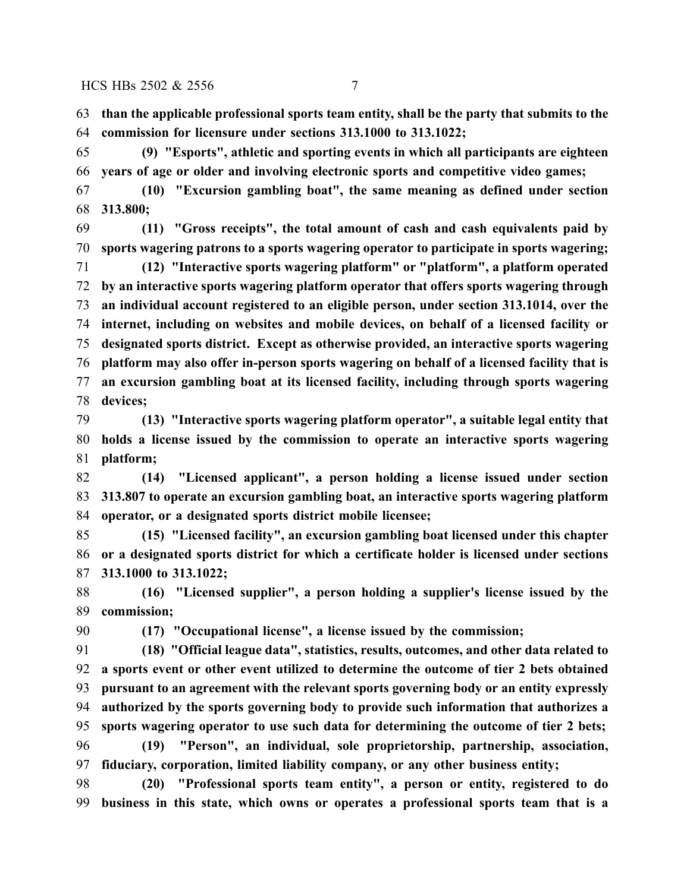**than the applicable professional sports team entity, shall be the party that submits to the commission for licensure under sections 313.1000 to 313.1022;**

**(9) "Esports", athletic and sporting events in which all participants are eighteen years of age or older and involving electronic sports and competitive video games;**

**(10) "Excursion gambling boat", the same meaning as defined under section 313.800;**

**(11) "Gross receipts", the total amount of cash and cash equivalents paid by sports wagering patrons to a sports wagering operator to participate in sports wagering;**

**(12) "Interactive sports wagering platform" or "platform", a platform operated by an interactive sports wagering platform operator that offers sports wagering through an individual account registered to an eligible person, under section 313.1014, over the internet, including on websites and mobile devices, on behalf of a licensed facility or designated sports district. Except as otherwise provided, an interactive sports wagering platform may also offer in-person sports wagering on behalf of a licensed facility that is an excursion gambling boat at its licensed facility, including through sports wagering devices;**

**(13) "Interactive sports wagering platform operator", a suitable legal entity that holds a license issued by the commission to operate an interactive sports wagering platform;**

**(14) "Licensed applicant", a person holding a license issued under section 313.807 to operate an excursion gambling boat, an interactive sports wagering platform operator, or a designated sports district mobile licensee;**

**(15) "Licensed facility", an excursion gambling boat licensed under this chapter or a designated sports district for which a certificate holder is licensed under sections 313.1000 to 313.1022;**

**(16) "Licensed supplier", a person holding a supplier's license issued by the commission;**

**(17) "Occupational license", a license issued by the commission;**

**(18) "Official league data", statistics, results, outcomes, and other data related to a sports event or other event utilized to determine the outcome of tier 2 bets obtained pursuant to an agreement with the relevant sports governing body or an entity expressly authorized by the sports governing body to provide such information that authorizes a sports wagering operator to use such data for determining the outcome of tier 2 bets;**

**(19) "Person", an individual, sole proprietorship, partnership, association, fiduciary, corporation, limited liability company, or any other business entity;**

**(20) "Professional sports team entity", a person or entity, registered to do business in this state, which owns or operates a professional sports team that is a**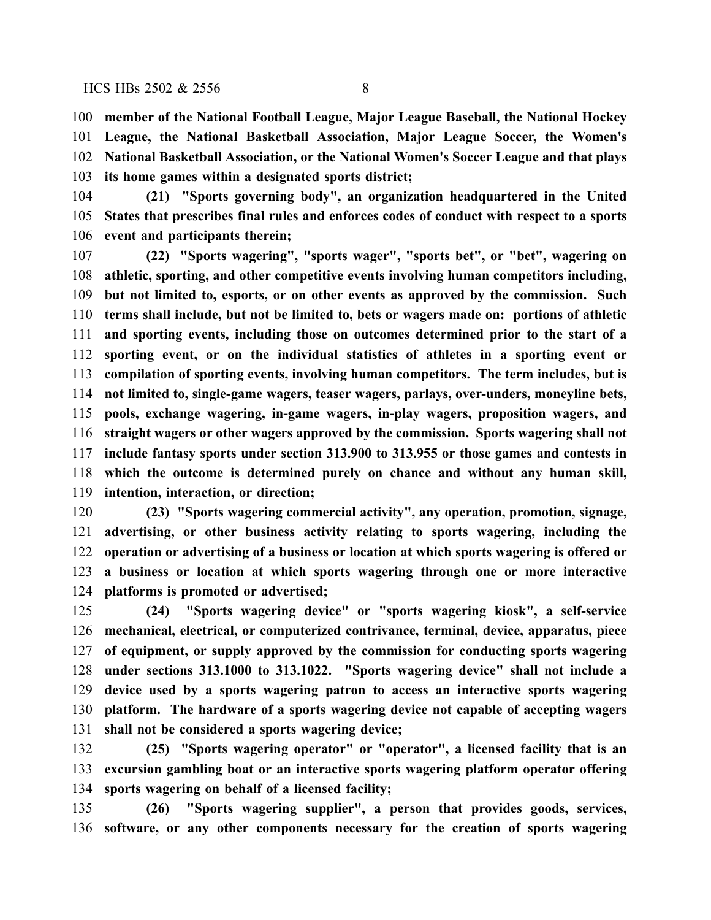**member of the National Football League, Major League Baseball, the National Hockey League, the National Basketball Association, Major League Soccer, the Women's National Basketball Association, or the National Women's Soccer League and that plays its home games within a designated sports district;**

**(21) "Sports governing body", an organization headquartered in the United States that prescribes final rules and enforces codes of conduct with respect to a sports event and participants therein;**

**(22) "Sports wagering", "sports wager", "sports bet", or "bet", wagering on athletic, sporting, and other competitive events involving human competitors including, but not limited to, esports, or on other events as approved by the commission. Such terms shall include, but not be limited to, bets or wagers made on: portions of athletic and sporting events, including those on outcomes determined prior to the start of a sporting event, or on the individual statistics of athletes in a sporting event or compilation of sporting events, involving human competitors. The term includes, but is not limited to, single-game wagers, teaser wagers, parlays, over-unders, moneyline bets, pools, exchange wagering, in-game wagers, in-play wagers, proposition wagers, and straight wagers or other wagers approved by the commission. Sports wagering shall not include fantasy sports under section 313.900 to 313.955 or those games and contests in which the outcome is determined purely on chance and without any human skill, intention, interaction, or direction;**

**(23) "Sports wagering commercial activity", any operation, promotion, signage, advertising, or other business activity relating to sports wagering, including the operation or advertising of a business or location at which sports wagering is offered or a business or location at which sports wagering through one or more interactive platforms is promoted or advertised;**

**(24) "Sports wagering device" or "sports wagering kiosk", a self-service mechanical, electrical, or computerized contrivance, terminal, device, apparatus, piece of equipment, or supply approved by the commission for conducting sports wagering under sections 313.1000 to 313.1022. "Sports wagering device" shall not include a device used by a sports wagering patron to access an interactive sports wagering platform. The hardware of a sports wagering device not capable of accepting wagers shall not be considered a sports wagering device;**

**(25) "Sports wagering operator" or "operator", a licensed facility that is an excursion gambling boat or an interactive sports wagering platform operator offering sports wagering on behalf of a licensed facility;**

**(26) "Sports wagering supplier", a person that provides goods, services, software, or any other components necessary for the creation of sports wagering**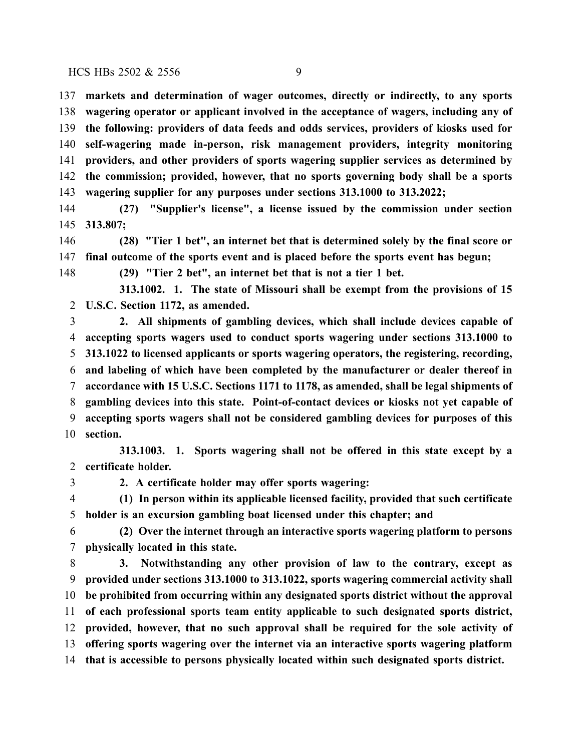**markets and determination of wager outcomes, directly or indirectly, to any sports wagering operator or applicant involved in the acceptance of wagers, including any of the following: providers of data feeds and odds services, providers of kiosks used for self-wagering made in-person, risk management providers, integrity monitoring providers, and other providers of sports wagering supplier services as determined by the commission; provided, however, that no sports governing body shall be a sports wagering supplier for any purposes under sections 313.1000 to 313.2022;**

**(27) "Supplier's license", a license issued by the commission under section 313.807;**

**(28) "Tier 1 bet", an internet bet that is determined solely by the final score or final outcome of the sports event and is placed before the sports event has begun;**

**(29) "Tier 2 bet", an internet bet that is not a tier 1 bet.**

**313.1002. 1. The state of Missouri shall be exempt from the provisions of 15 U.S.C. Section 1172, as amended.**

**2. All shipments of gambling devices, which shall include devices capable of accepting sports wagers used to conduct sports wagering under sections 313.1000 to 313.1022 to licensed applicants or sports wagering operators, the registering, recording, and labeling of which have been completed by the manufacturer or dealer thereof in accordance with 15 U.S.C. Sections 1171 to 1178, as amended, shall be legal shipments of gambling devices into this state. Point-of-contact devices or kiosks not yet capable of accepting sports wagers shall not be considered gambling devices for purposes of this section.**

**313.1003. 1. Sports wagering shall not be offered in this state except by a certificate holder.**

**2. A certificate holder may offer sports wagering:**

**(1) In person within its applicable licensed facility, provided that such certificate holder is an excursion gambling boat licensed under this chapter; and**

**(2) Over the internet through an interactive sports wagering platform to persons physically located in this state.**

**3. Notwithstanding any other provision of law to the contrary, except as provided under sections 313.1000 to 313.1022, sports wagering commercial activity shall be prohibited from occurring within any designated sports district without the approval of each professional sports team entity applicable to such designated sports district, provided, however, that no such approval shall be required for the sole activity of offering sports wagering over the internet via an interactive sports wagering platform that is accessible to persons physically located within such designated sports district.**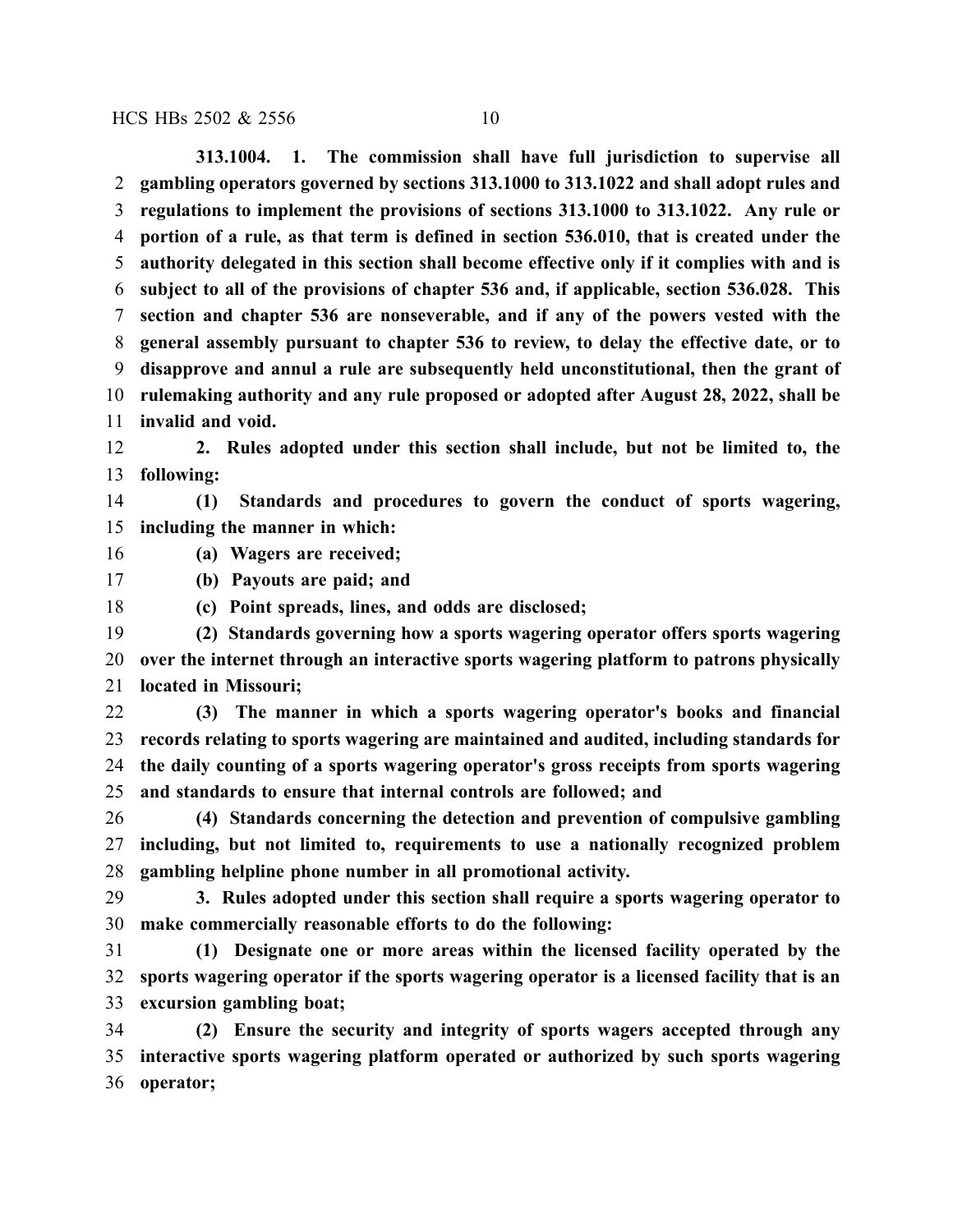**313.1004. 1. The commission shall have full jurisdiction to supervise all gambling operators governed by sections 313.1000 to 313.1022 and shall adopt rules and regulations to implement the provisions of sections 313.1000 to 313.1022. Any rule or portion of a rule, as that term is defined in section 536.010, that is created under the authority delegated in this section shall become effective only if it complies with and is subject to all of the provisions of chapter 536 and, if applicable, section 536.028. This section and chapter 536 are nonseverable, and if any of the powers vested with the general assembly pursuant to chapter 536 to review, to delay the effective date, or to disapprove and annul a rule are subsequently held unconstitutional, then the grant of rulemaking authority and any rule proposed or adopted after August 28, 2022, shall be invalid and void.**

**2. Rules adopted under this section shall include, but not be limited to, the following:**

**(1) Standards and procedures to govern the conduct of sports wagering, including the manner in which:**

**(a) Wagers are received;**

**(b) Payouts are paid; and**

**(c) Point spreads, lines, and odds are disclosed;**

**(2) Standards governing how a sports wagering operator offers sports wagering over the internet through an interactive sports wagering platform to patrons physically located in Missouri;**

**(3) The manner in which a sports wagering operator's books and financial records relating to sports wagering are maintained and audited, including standards for the daily counting of a sports wagering operator's gross receipts from sports wagering and standards to ensure that internal controls are followed; and**

**(4) Standards concerning the detection and prevention of compulsive gambling including, but not limited to, requirements to use a nationally recognized problem gambling helpline phone number in all promotional activity.**

**3. Rules adopted under this section shall require a sports wagering operator to make commercially reasonable efforts to do the following:**

**(1) Designate one or more areas within the licensed facility operated by the sports wagering operator if the sports wagering operator is a licensed facility that is an excursion gambling boat;**

**(2) Ensure the security and integrity of sports wagers accepted through any interactive sports wagering platform operated or authorized by such sports wagering operator;**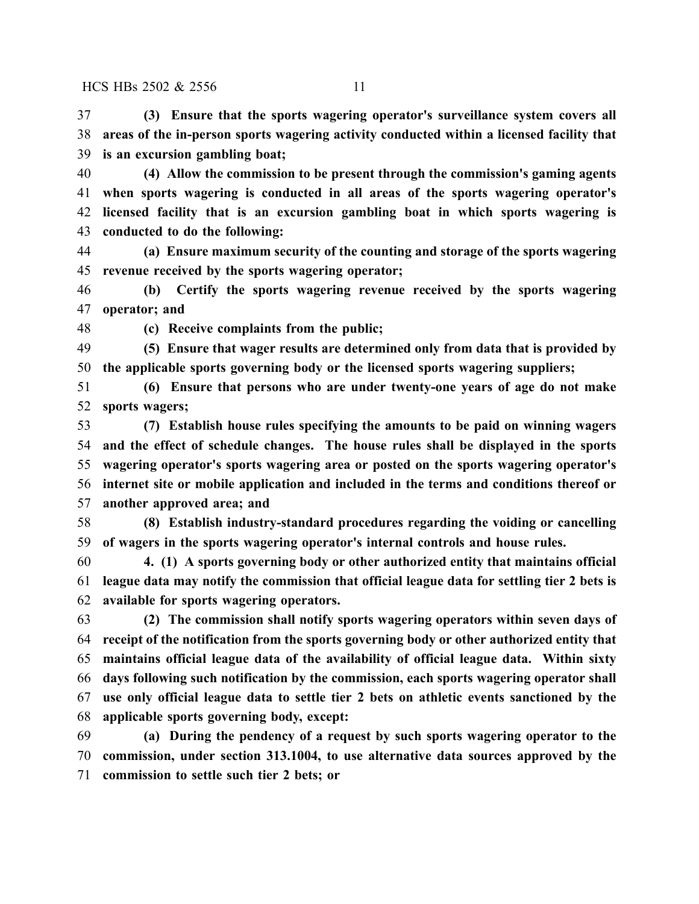**(3) Ensure that the sports wagering operator's surveillance system covers all areas of the in-person sports wagering activity conducted within a licensed facility that is an excursion gambling boat;**

**(4) Allow the commission to be present through the commission's gaming agents when sports wagering is conducted in all areas of the sports wagering operator's licensed facility that is an excursion gambling boat in which sports wagering is conducted to do the following:**

**(a) Ensure maximum security of the counting and storage of the sports wagering revenue received by the sports wagering operator;**

**(b) Certify the sports wagering revenue received by the sports wagering operator; and**

**(c) Receive complaints from the public;**

**(5) Ensure that wager results are determined only from data that is provided by the applicable sports governing body or the licensed sports wagering suppliers;**

**(6) Ensure that persons who are under twenty-one years of age do not make sports wagers;**

**(7) Establish house rules specifying the amounts to be paid on winning wagers and the effect of schedule changes. The house rules shall be displayed in the sports wagering operator's sports wagering area or posted on the sports wagering operator's internet site or mobile application and included in the terms and conditions thereof or another approved area; and**

**(8) Establish industry-standard procedures regarding the voiding or cancelling of wagers in the sports wagering operator's internal controls and house rules.**

**4. (1) A sports governing body or other authorized entity that maintains official league data may notify the commission that official league data for settling tier 2 bets is available for sports wagering operators.**

**(2) The commission shall notify sports wagering operators within seven days of receipt of the notification from the sports governing body or other authorized entity that maintains official league data of the availability of official league data. Within sixty days following such notification by the commission, each sports wagering operator shall use only official league data to settle tier 2 bets on athletic events sanctioned by the applicable sports governing body, except:**

**(a) During the pendency of a request by such sports wagering operator to the commission, under section 313.1004, to use alternative data sources approved by the commission to settle such tier 2 bets; or**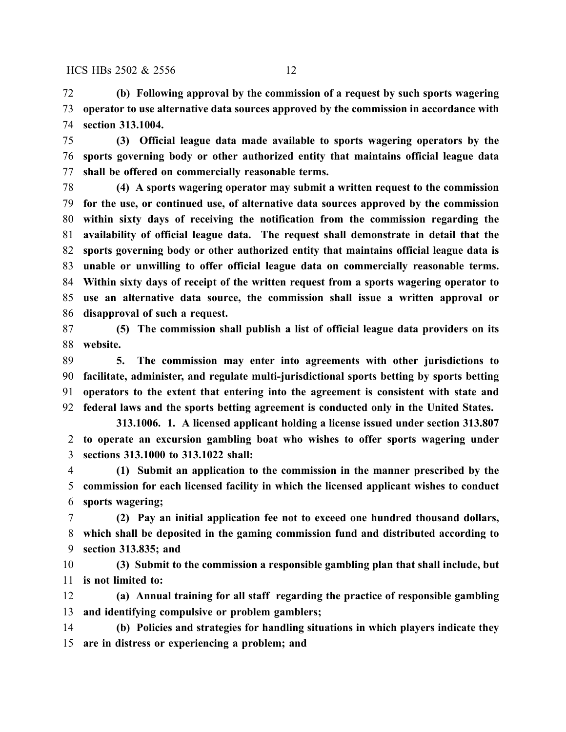**(b) Following approval by the commission of a request by such sports wagering operator to use alternative data sources approved by the commission in accordance with section 313.1004.**

**(3) Official league data made available to sports wagering operators by the sports governing body or other authorized entity that maintains official league data shall be offered on commercially reasonable terms.**

**(4) A sports wagering operator may submit a written request to the commission for the use, or continued use, of alternative data sources approved by the commission within sixty days of receiving the notification from the commission regarding the availability of official league data. The request shall demonstrate in detail that the sports governing body or other authorized entity that maintains official league data is unable or unwilling to offer official league data on commercially reasonable terms. Within sixty days of receipt of the written request from a sports wagering operator to use an alternative data source, the commission shall issue a written approval or disapproval of such a request.**

**(5) The commission shall publish a list of official league data providers on its website.**

**5. The commission may enter into agreements with other jurisdictions to facilitate, administer, and regulate multi-jurisdictional sports betting by sports betting operators to the extent that entering into the agreement is consistent with state and federal laws and the sports betting agreement is conducted only in the United States.**

**313.1006. 1. A licensed applicant holding a license issued under section 313.807 to operate an excursion gambling boat who wishes to offer sports wagering under sections 313.1000 to 313.1022 shall:**

**(1) Submit an application to the commission in the manner prescribed by the commission for each licensed facility in which the licensed applicant wishes to conduct sports wagering;**

**(2) Pay an initial application fee not to exceed one hundred thousand dollars, which shall be deposited in the gaming commission fund and distributed according to section 313.835; and**

**(3) Submit to the commission a responsible gambling plan that shall include, but is not limited to:**

**(a) Annual training for all staff regarding the practice of responsible gambling and identifying compulsive or problem gamblers;**

**(b) Policies and strategies for handling situations in which players indicate they are in distress or experiencing a problem; and**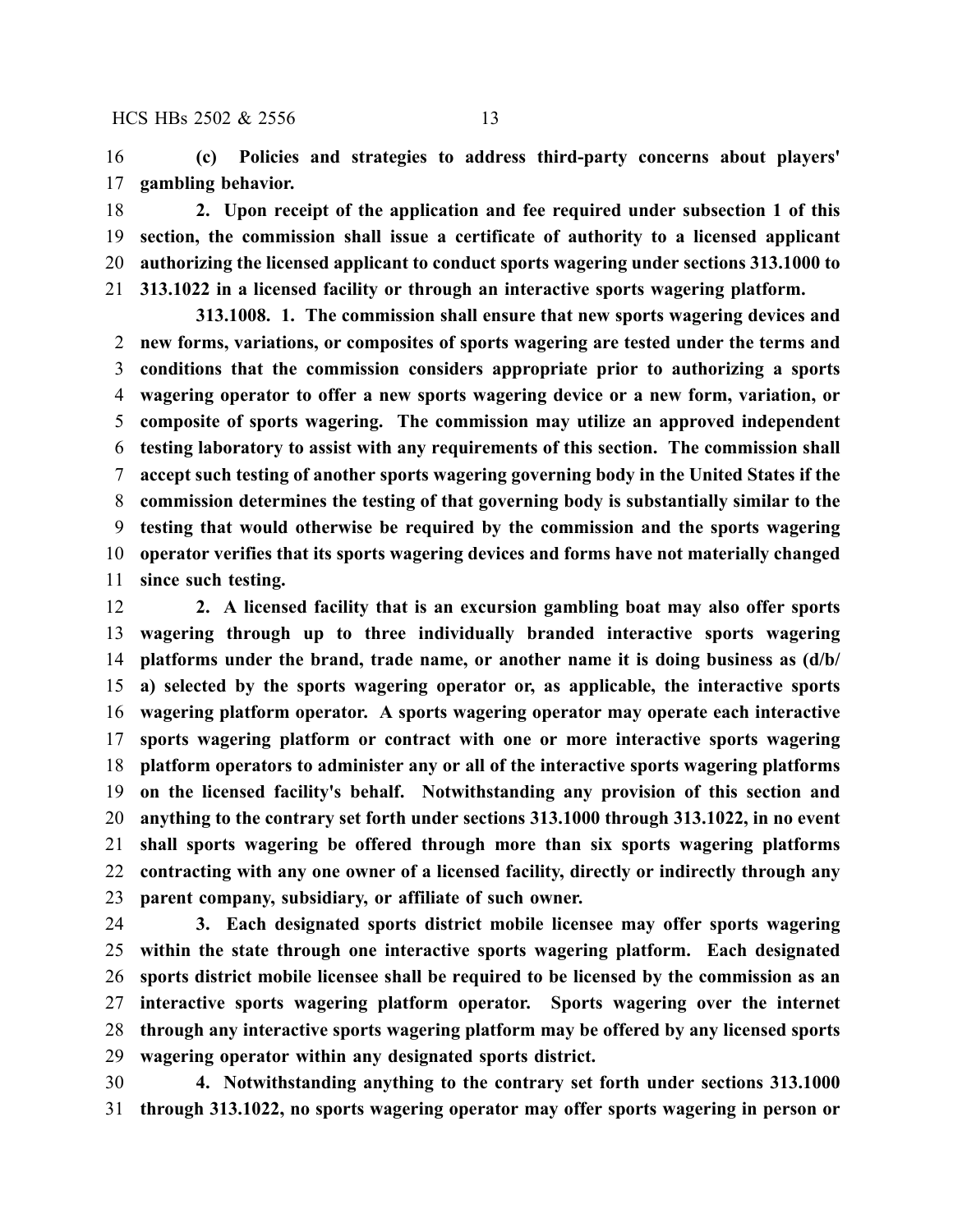**(c) Policies and strategies to address third-party concerns about players' gambling behavior.**

**2. Upon receipt of the application and fee required under subsection 1 of this section, the commission shall issue a certificate of authority to a licensed applicant authorizing the licensed applicant to conduct sports wagering under sections 313.1000 to 313.1022 in a licensed facility or through an interactive sports wagering platform.**

**313.1008. 1. The commission shall ensure that new sports wagering devices and new forms, variations, or composites of sports wagering are tested under the terms and conditions that the commission considers appropriate prior to authorizing a sports wagering operator to offer a new sports wagering device or a new form, variation, or composite of sports wagering. The commission may utilize an approved independent testing laboratory to assist with any requirements of this section. The commission shall accept such testing of another sports wagering governing body in the United States if the commission determines the testing of that governing body is substantially similar to the testing that would otherwise be required by the commission and the sports wagering operator verifies that its sports wagering devices and forms have not materially changed since such testing.**

**2. A licensed facility that is an excursion gambling boat may also offer sports wagering through up to three individually branded interactive sports wagering platforms under the brand, trade name, or another name it is doing business as (d/b/a) selected by the sports wagering operator or, as applicable, the interactive sports wagering platform operator. A sports wagering operator may operate each interactive sports wagering platform or contract with one or more interactive sports wagering platform operators to administer any or all of the interactive sports wagering platforms on the licensed facility's behalf. Notwithstanding any provision of this section and anything to the contrary set forth under sections 313.1000 through 313.1022, in no event shall sports wagering be offered through more than six sports wagering platforms contracting with any one owner of a licensed facility, directly or indirectly through any parent company, subsidiary, or affiliate of such owner.**

**3. Each designated sports district mobile licensee may offer sports wagering within the state through one interactive sports wagering platform. Each designated sports district mobile licensee shall be required to be licensed by the commission as an interactive sports wagering platform operator. Sports wagering over the internet through any interactive sports wagering platform may be offered by any licensed sports wagering operator within any designated sports district.**

**4. Notwithstanding anything to the contrary set forth under sections 313.1000 through 313.1022, no sports wagering operator may offer sports wagering in person or**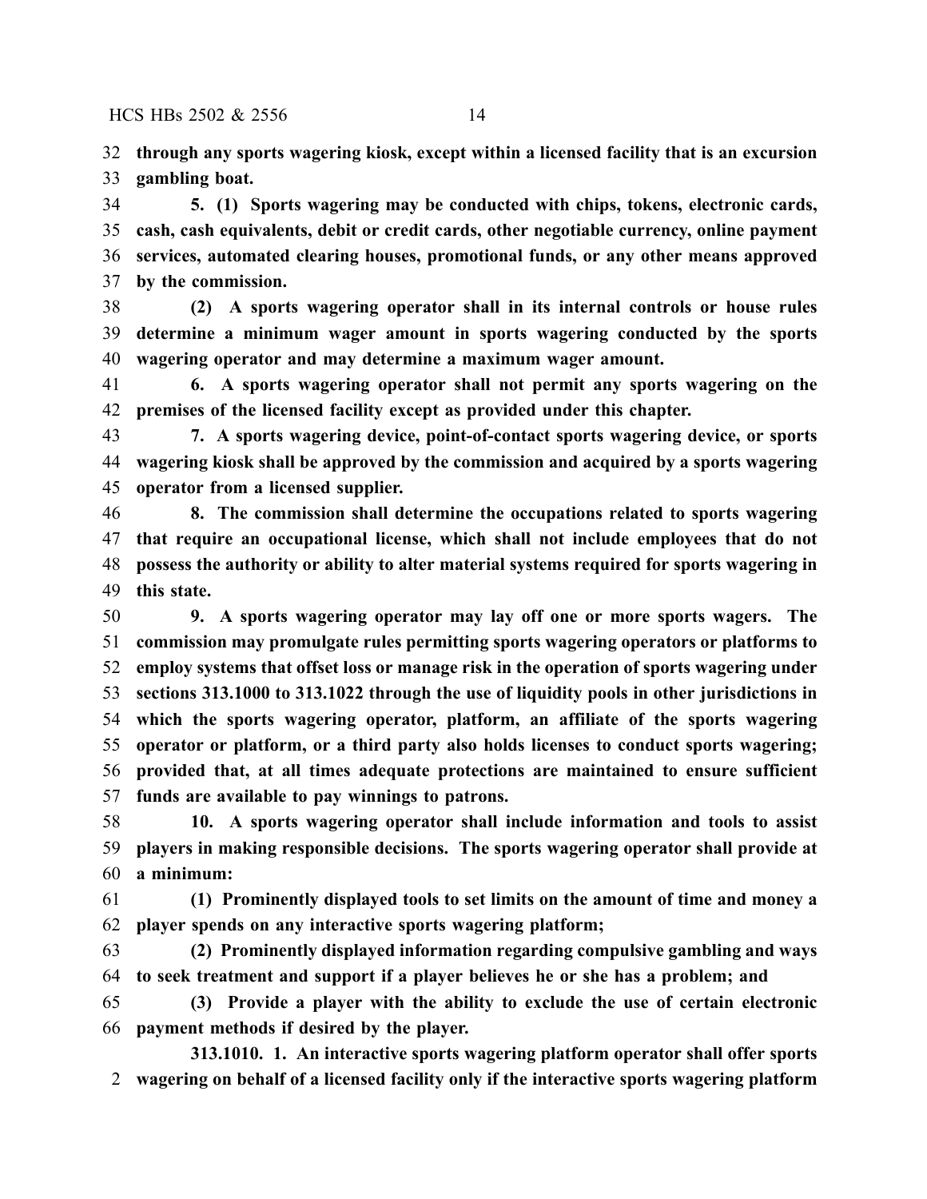**through any sports wagering kiosk, except within a licensed facility that is an excursion gambling boat.**

**5. (1) Sports wagering may be conducted with chips, tokens, electronic cards, cash, cash equivalents, debit or credit cards, other negotiable currency, online payment services, automated clearing houses, promotional funds, or any other means approved by the commission.**

**(2) A sports wagering operator shall in its internal controls or house rules determine a minimum wager amount in sports wagering conducted by the sports wagering operator and may determine a maximum wager amount.**

**6. A sports wagering operator shall not permit any sports wagering on the premises of the licensed facility except as provided under this chapter.**

**7. A sports wagering device, point-of-contact sports wagering device, or sports wagering kiosk shall be approved by the commission and acquired by a sports wagering operator from a licensed supplier.**

**8. The commission shall determine the occupations related to sports wagering that require an occupational license, which shall not include employees that do not possess the authority or ability to alter material systems required for sports wagering in this state.**

**9. A sports wagering operator may lay off one or more sports wagers. The commission may promulgate rules permitting sports wagering operators or platforms to employ systems that offset loss or manage risk in the operation of sports wagering under sections 313.1000 to 313.1022 through the use of liquidity pools in other jurisdictions in which the sports wagering operator, platform, an affiliate of the sports wagering operator or platform, or a third party also holds licenses to conduct sports wagering; provided that, at all times adequate protections are maintained to ensure sufficient funds are available to pay winnings to patrons.**

**10. A sports wagering operator shall include information and tools to assist players in making responsible decisions. The sports wagering operator shall provide at a minimum:**

**(1) Prominently displayed tools to set limits on the amount of time and money a player spends on any interactive sports wagering platform;**

**(2) Prominently displayed information regarding compulsive gambling and ways to seek treatment and support if a player believes he or she has a problem; and**

**(3) Provide a player with the ability to exclude the use of certain electronic payment methods if desired by the player.**

**313.1010. 1. An interactive sports wagering platform operator shall offer sports wagering on behalf of a licensed facility only if the interactive sports wagering platform**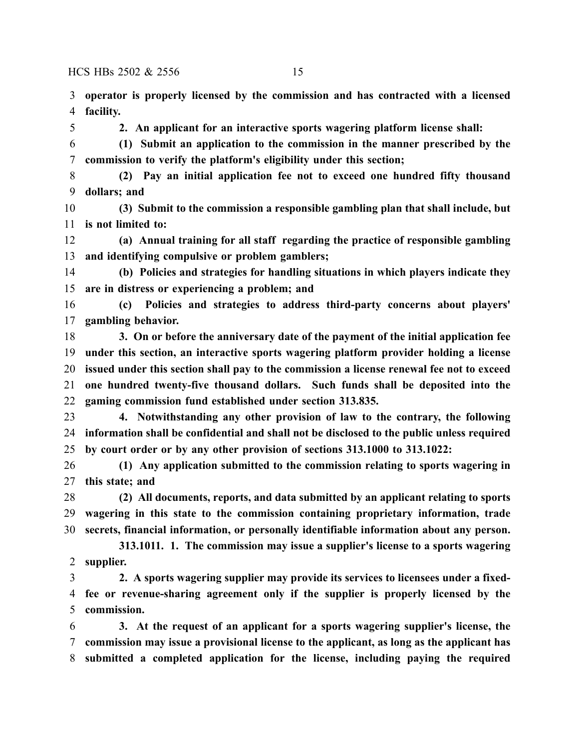**operator is properly licensed by the commission and has contracted with a licensed facility.**

**2. An applicant for an interactive sports wagering platform license shall:**

**(1) Submit an application to the commission in the manner prescribed by the commission to verify the platform's eligibility under this section;**

**(2) Pay an initial application fee not to exceed one hundred fifty thousand dollars; and**

**(3) Submit to the commission a responsible gambling plan that shall include, but is not limited to:**

**(a) Annual training for all staff regarding the practice of responsible gambling and identifying compulsive or problem gamblers;**

**(b) Policies and strategies for handling situations in which players indicate they are in distress or experiencing a problem; and**

**(c) Policies and strategies to address third-party concerns about players' gambling behavior.**

**3. On or before the anniversary date of the payment of the initial application fee under this section, an interactive sports wagering platform provider holding a license issued under this section shall pay to the commission a license renewal fee not to exceed one hundred twenty-five thousand dollars. Such funds shall be deposited into the gaming commission fund established under section 313.835.**

**4. Notwithstanding any other provision of law to the contrary, the following information shall be confidential and shall not be disclosed to the public unless required by court order or by any other provision of sections 313.1000 to 313.1022:**

**(1) Any application submitted to the commission relating to sports wagering in this state; and**

**(2) All documents, reports, and data submitted by an applicant relating to sports wagering in this state to the commission containing proprietary information, trade secrets, financial information, or personally identifiable information about any person.**

**313.1011. 1. The commission may issue a supplier's license to a sports wagering supplier.**

**2. A sports wagering supplier may provide its services to licensees under a fixed-fee or revenue-sharing agreement only if the supplier is properly licensed by the commission.**

**3. At the request of an applicant for a sports wagering supplier's license, the commission may issue a provisional license to the applicant, as long as the applicant has submitted a completed application for the license, including paying the required**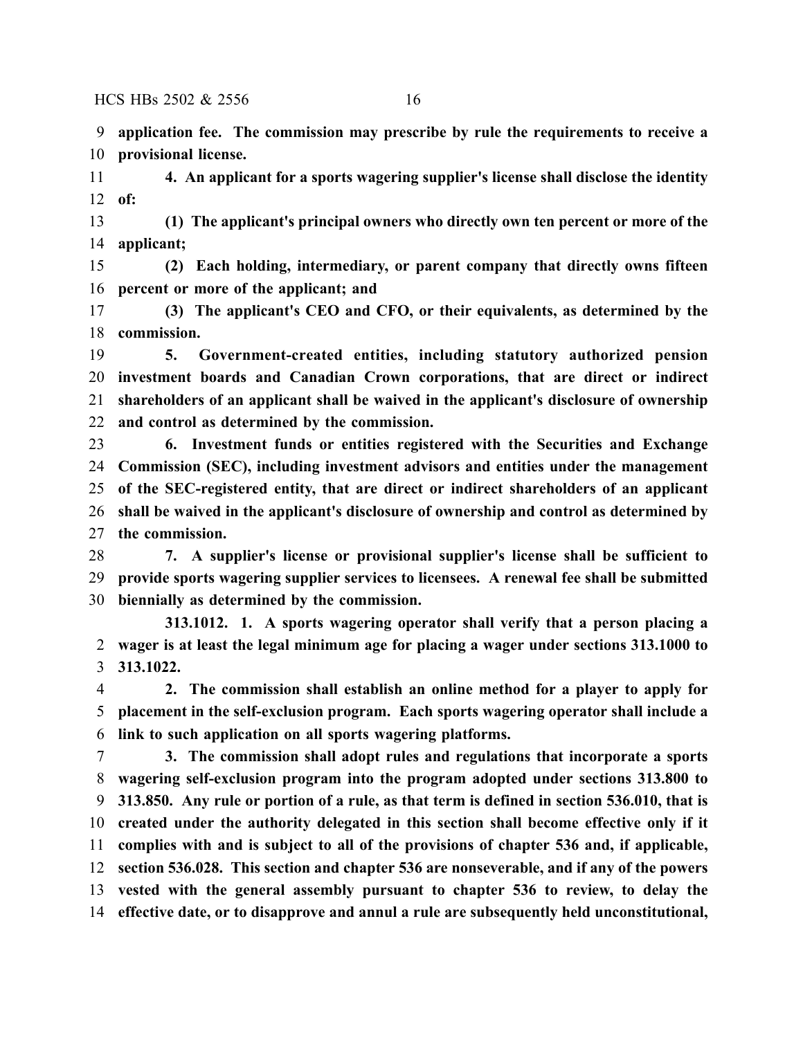**application fee. The commission may prescribe by rule the requirements to receive a provisional license.**

**4. An applicant for a sports wagering supplier's license shall disclose the identity of:**

**(1) The applicant's principal owners who directly own ten percent or more of the applicant;**

**(2) Each holding, intermediary, or parent company that directly owns fifteen percent or more of the applicant; and**

**(3) The applicant's CEO and CFO, or their equivalents, as determined by the commission.**

**5. Government-created entities, including statutory authorized pension investment boards and Canadian Crown corporations, that are direct or indirect shareholders of an applicant shall be waived in the applicant's disclosure of ownership and control as determined by the commission.**

**6. Investment funds or entities registered with the Securities and Exchange Commission (SEC), including investment advisors and entities under the management of the SEC-registered entity, that are direct or indirect shareholders of an applicant shall be waived in the applicant's disclosure of ownership and control as determined by the commission.**

**7. A supplier's license or provisional supplier's license shall be sufficient to provide sports wagering supplier services to licensees. A renewal fee shall be submitted biennially as determined by the commission.**

**313.1012. 1. A sports wagering operator shall verify that a person placing a wager is at least the legal minimum age for placing a wager under sections 313.1000 to 313.1022.**

**2. The commission shall establish an online method for a player to apply for placement in the self-exclusion program. Each sports wagering operator shall include a link to such application on all sports wagering platforms.**

**3. The commission shall adopt rules and regulations that incorporate a sports wagering self-exclusion program into the program adopted under sections 313.800 to 313.850. Any rule or portion of a rule, as that term is defined in section 536.010, that is created under the authority delegated in this section shall become effective only if it complies with and is subject to all of the provisions of chapter 536 and, if applicable, section 536.028. This section and chapter 536 are nonseverable, and if any of the powers vested with the general assembly pursuant to chapter 536 to review, to delay the effective date, or to disapprove and annul a rule are subsequently held unconstitutional,**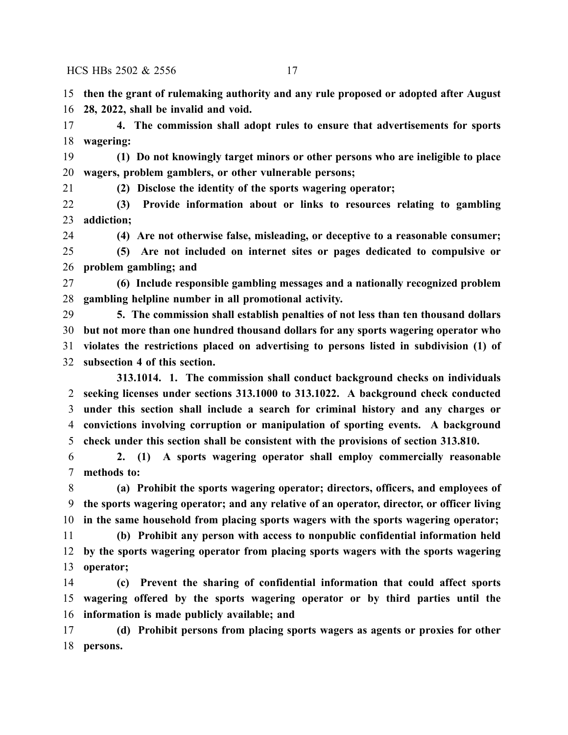**then the grant of rulemaking authority and any rule proposed or adopted after August 28, 2022, shall be invalid and void.**

**4. The commission shall adopt rules to ensure that advertisements for sports wagering:**

**(1) Do not knowingly target minors or other persons who are ineligible to place wagers, problem gamblers, or other vulnerable persons;**

**(2) Disclose the identity of the sports wagering operator;**

**(3) Provide information about or links to resources relating to gambling addiction;**

**(4) Are not otherwise false, misleading, or deceptive to a reasonable consumer;**

**(5) Are not included on internet sites or pages dedicated to compulsive or problem gambling; and**

**(6) Include responsible gambling messages and a nationally recognized problem gambling helpline number in all promotional activity.**

**5. The commission shall establish penalties of not less than ten thousand dollars but not more than one hundred thousand dollars for any sports wagering operator who violates the restrictions placed on advertising to persons listed in subdivision (1) of subsection 4 of this section.**

**313.1014. 1. The commission shall conduct background checks on individuals seeking licenses under sections 313.1000 to 313.1022. A background check conducted under this section shall include a search for criminal history and any charges or convictions involving corruption or manipulation of sporting events. A background check under this section shall be consistent with the provisions of section 313.810.**

**2. (1) A sports wagering operator shall employ commercially reasonable methods to:**

**(a) Prohibit the sports wagering operator; directors, officers, and employees of the sports wagering operator; and any relative of an operator, director, or officer living in the same household from placing sports wagers with the sports wagering operator;**

**(b) Prohibit any person with access to nonpublic confidential information held by the sports wagering operator from placing sports wagers with the sports wagering operator;**

**(c) Prevent the sharing of confidential information that could affect sports wagering offered by the sports wagering operator or by third parties until the information is made publicly available; and**

**(d) Prohibit persons from placing sports wagers as agents or proxies for other persons.**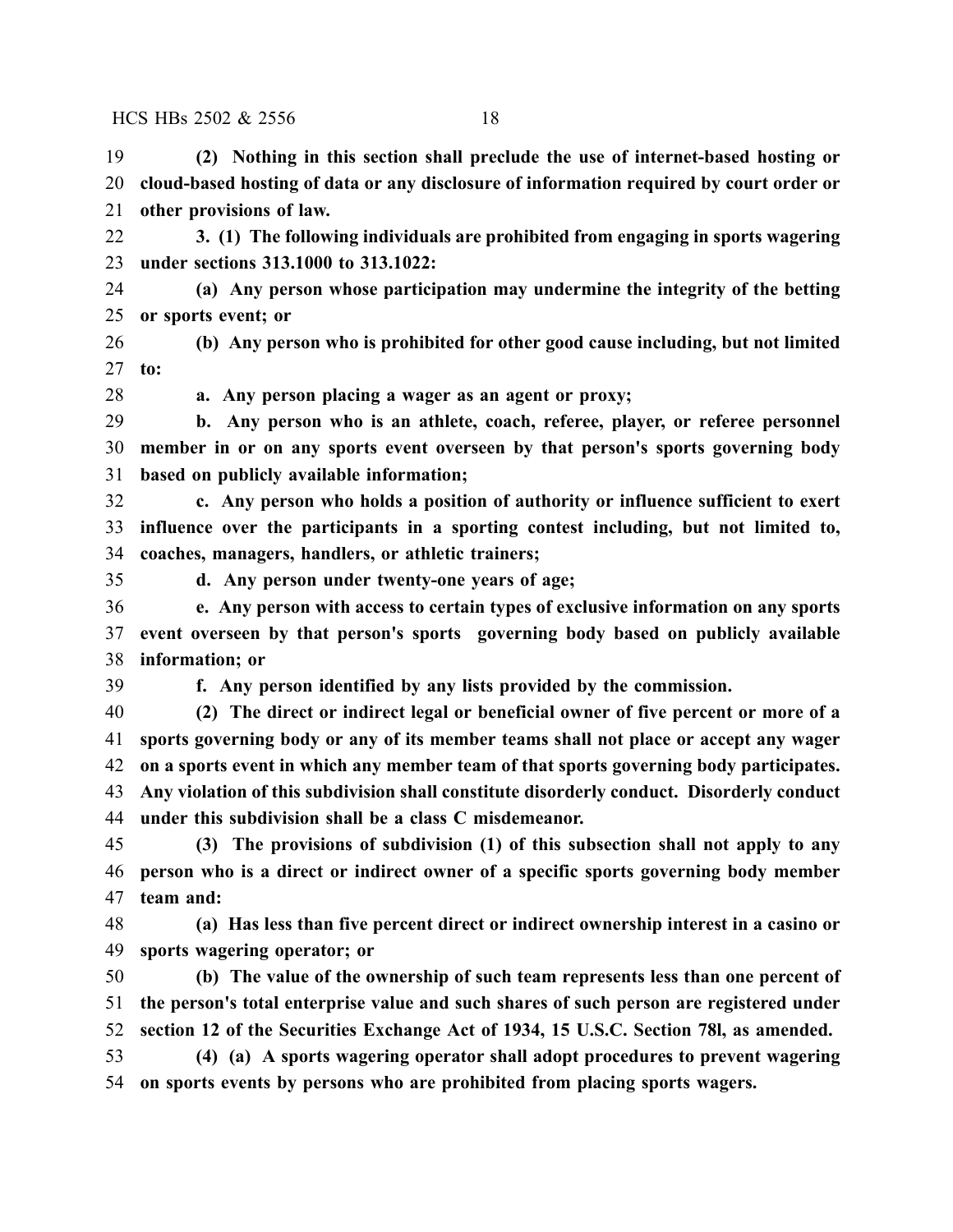**(2) Nothing in this section shall preclude the use of internet-based hosting or cloud-based hosting of data or any disclosure of information required by court order or other provisions of law.**

**3. (1) The following individuals are prohibited from engaging in sports wagering under sections 313.1000 to 313.1022:**

**(a) Any person whose participation may undermine the integrity of the betting or sports event; or**

**(b) Any person who is prohibited for other good cause including, but not limited to:**

**a. Any person placing a wager as an agent or proxy;**

**b. Any person who is an athlete, coach, referee, player, or referee personnel member in or on any sports event overseen by that person's sports governing body based on publicly available information;**

**c. Any person who holds a position of authority or influence sufficient to exert influence over the participants in a sporting contest including, but not limited to, coaches, managers, handlers, or athletic trainers;**

**d. Any person under twenty-one years of age;**

**e. Any person with access to certain types of exclusive information on any sports event overseen by that person's sports governing body based on publicly available information; or**

**f. Any person identified by any lists provided by the commission.**

**(2) The direct or indirect legal or beneficial owner of five percent or more of a sports governing body or any of its member teams shall not place or accept any wager on a sports event in which any member team of that sports governing body participates. Any violation of this subdivision shall constitute disorderly conduct. Disorderly conduct under this subdivision shall be a class C misdemeanor.**

**(3) The provisions of subdivision (1) of this subsection shall not apply to any person who is a direct or indirect owner of a specific sports governing body member team and:**

**(a) Has less than five percent direct or indirect ownership interest in a casino or sports wagering operator; or**

**(b) The value of the ownership of such team represents less than one percent of the person's total enterprise value and such shares of such person are registered under section 12 of the Securities Exchange Act of 1934, 15 U.S.C. Section 78l, as amended.**

**(4) (a) A sports wagering operator shall adopt procedures to prevent wagering on sports events by persons who are prohibited from placing sports wagers.**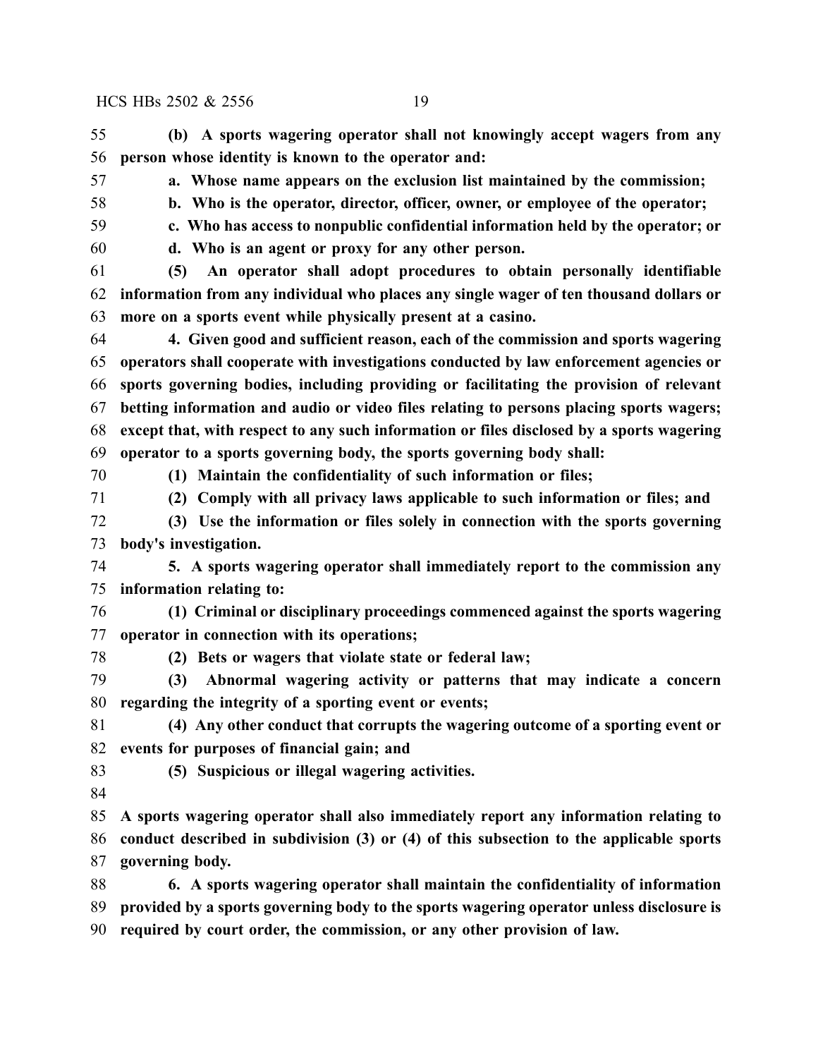**(b) A sports wagering operator shall not knowingly accept wagers from any person whose identity is known to the operator and:**

**a. Whose name appears on the exclusion list maintained by the commission;**

**b. Who is the operator, director, officer, owner, or employee of the operator;**

**c. Who has access to nonpublic confidential information held by the operator; or**

**d. Who is an agent or proxy for any other person.**

**(5) An operator shall adopt procedures to obtain personally identifiable information from any individual who places any single wager of ten thousand dollars or more on a sports event while physically present at a casino.**

**4. Given good and sufficient reason, each of the commission and sports wagering operators shall cooperate with investigations conducted by law enforcement agencies or sports governing bodies, including providing or facilitating the provision of relevant betting information and audio or video files relating to persons placing sports wagers; except that, with respect to any such information or files disclosed by a sports wagering operator to a sports governing body, the sports governing body shall:**

**(1) Maintain the confidentiality of such information or files;**

**(2) Comply with all privacy laws applicable to such information or files; and**

**(3) Use the information or files solely in connection with the sports governing body's investigation.**

**5. A sports wagering operator shall immediately report to the commission any information relating to:**

**(1) Criminal or disciplinary proceedings commenced against the sports wagering operator in connection with its operations;**

**(2) Bets or wagers that violate state or federal law;**

**(3) Abnormal wagering activity or patterns that may indicate a concern regarding the integrity of a sporting event or events;**

**(4) Any other conduct that corrupts the wagering outcome of a sporting event or events for purposes of financial gain; and**

**(5) Suspicious or illegal wagering activities.**

**A sports wagering operator shall also immediately report any information relating to conduct described in subdivision (3) or (4) of this subsection to the applicable sports governing body.**

**6. A sports wagering operator shall maintain the confidentiality of information provided by a sports governing body to the sports wagering operator unless disclosure is required by court order, the commission, or any other provision of law.**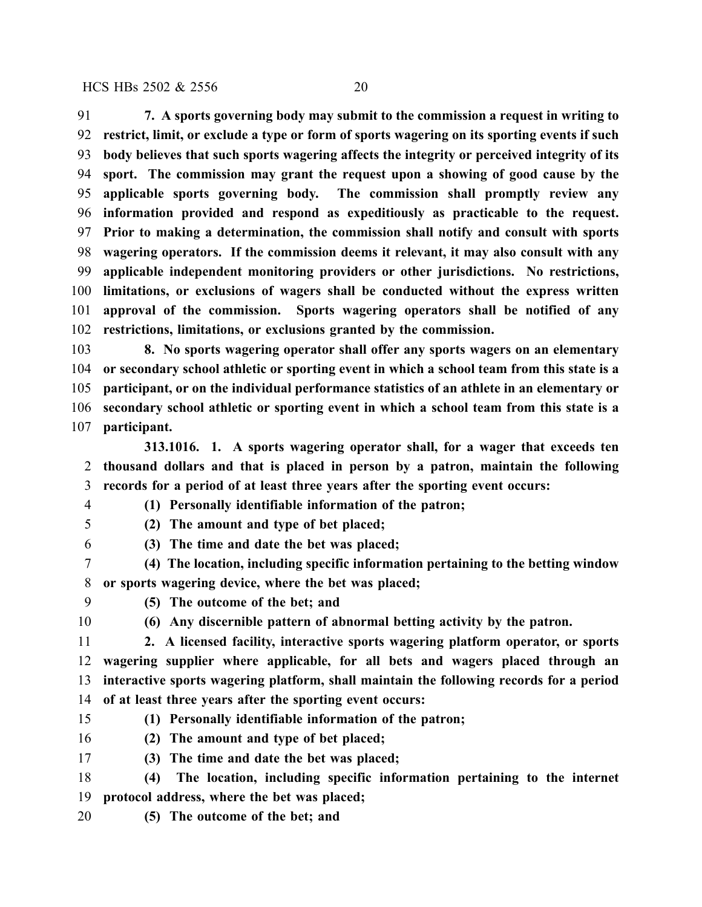**7. A sports governing body may submit to the commission a request in writing to restrict, limit, or exclude a type or form of sports wagering on its sporting events if such body believes that such sports wagering affects the integrity or perceived integrity of its sport. The commission may grant the request upon a showing of good cause by the applicable sports governing body. The commission shall promptly review any information provided and respond as expeditiously as practicable to the request. Prior to making a determination, the commission shall notify and consult with sports wagering operators. If the commission deems it relevant, it may also consult with any applicable independent monitoring providers or other jurisdictions. No restrictions, limitations, or exclusions of wagers shall be conducted without the express written approval of the commission. Sports wagering operators shall be notified of any restrictions, limitations, or exclusions granted by the commission.**

**8. No sports wagering operator shall offer any sports wagers on an elementary or secondary school athletic or sporting event in which a school team from this state is a participant, or on the individual performance statistics of an athlete in an elementary or secondary school athletic or sporting event in which a school team from this state is a participant.**

**313.1016. 1. A sports wagering operator shall, for a wager that exceeds ten thousand dollars and that is placed in person by a patron, maintain the following records for a period of at least three years after the sporting event occurs:**

**(1) Personally identifiable information of the patron;**

**(2) The amount and type of bet placed;**

**(3) The time and date the bet was placed;**

**(4) The location, including specific information pertaining to the betting window or sports wagering device, where the bet was placed;**

**(5) The outcome of the bet; and**

**(6) Any discernible pattern of abnormal betting activity by the patron.**

**2. A licensed facility, interactive sports wagering platform operator, or sports wagering supplier where applicable, for all bets and wagers placed through an interactive sports wagering platform, shall maintain the following records for a period of at least three years after the sporting event occurs:**

**(1) Personally identifiable information of the patron;**

**(2) The amount and type of bet placed;**

**(3) The time and date the bet was placed;**

**(4) The location, including specific information pertaining to the internet protocol address, where the bet was placed;**

**(5) The outcome of the bet; and**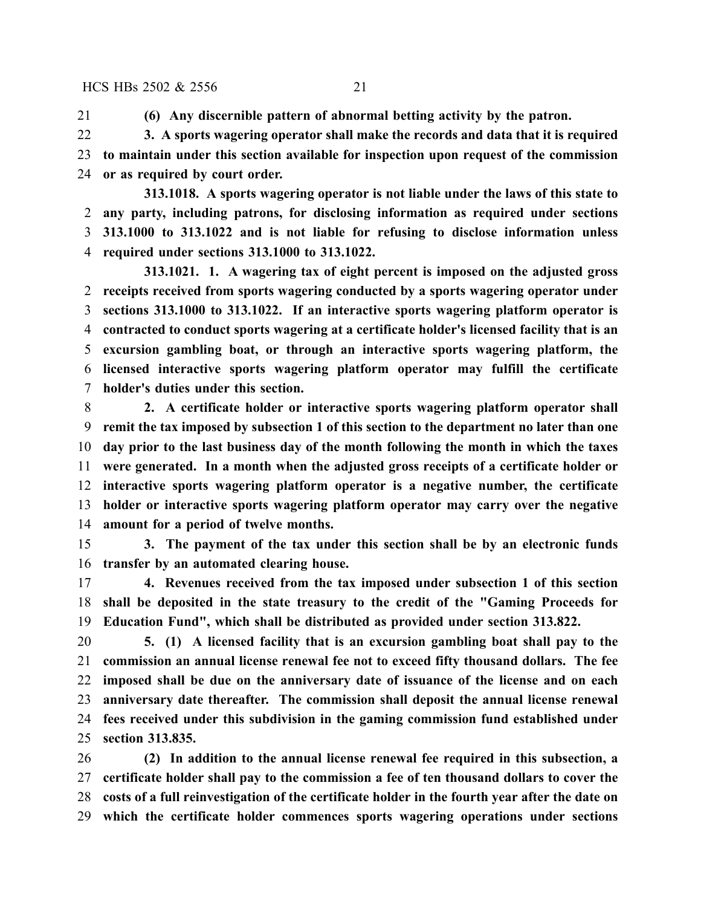**(6) Any discernible pattern of abnormal betting activity by the patron.**

**3. A sports wagering operator shall make the records and data that it is required to maintain under this section available for inspection upon request of the commission or as required by court order.**

**313.1018. A sports wagering operator is not liable under the laws of this state to any party, including patrons, for disclosing information as required under sections 313.1000 to 313.1022 and is not liable for refusing to disclose information unless required under sections 313.1000 to 313.1022.**

**313.1021. 1. A wagering tax of eight percent is imposed on the adjusted gross receipts received from sports wagering conducted by a sports wagering operator under sections 313.1000 to 313.1022. If an interactive sports wagering platform operator is contracted to conduct sports wagering at a certificate holder's licensed facility that is an excursion gambling boat, or through an interactive sports wagering platform, the licensed interactive sports wagering platform operator may fulfill the certificate holder's duties under this section.**

**2. A certificate holder or interactive sports wagering platform operator shall remit the tax imposed by subsection 1 of this section to the department no later than one day prior to the last business day of the month following the month in which the taxes were generated. In a month when the adjusted gross receipts of a certificate holder or interactive sports wagering platform operator is a negative number, the certificate holder or interactive sports wagering platform operator may carry over the negative amount for a period of twelve months.**

**3. The payment of the tax under this section shall be by an electronic funds transfer by an automated clearing house.**

**4. Revenues received from the tax imposed under subsection 1 of this section shall be deposited in the state treasury to the credit of the "Gaming Proceeds for Education Fund", which shall be distributed as provided under section 313.822.**

**5. (1) A licensed facility that is an excursion gambling boat shall pay to the commission an annual license renewal fee not to exceed fifty thousand dollars. The fee imposed shall be due on the anniversary date of issuance of the license and on each anniversary date thereafter. The commission shall deposit the annual license renewal fees received under this subdivision in the gaming commission fund established under section 313.835.**

**(2) In addition to the annual license renewal fee required in this subsection, a certificate holder shall pay to the commission a fee of ten thousand dollars to cover the costs of a full reinvestigation of the certificate holder in the fourth year after the date on which the certificate holder commences sports wagering operations under sections**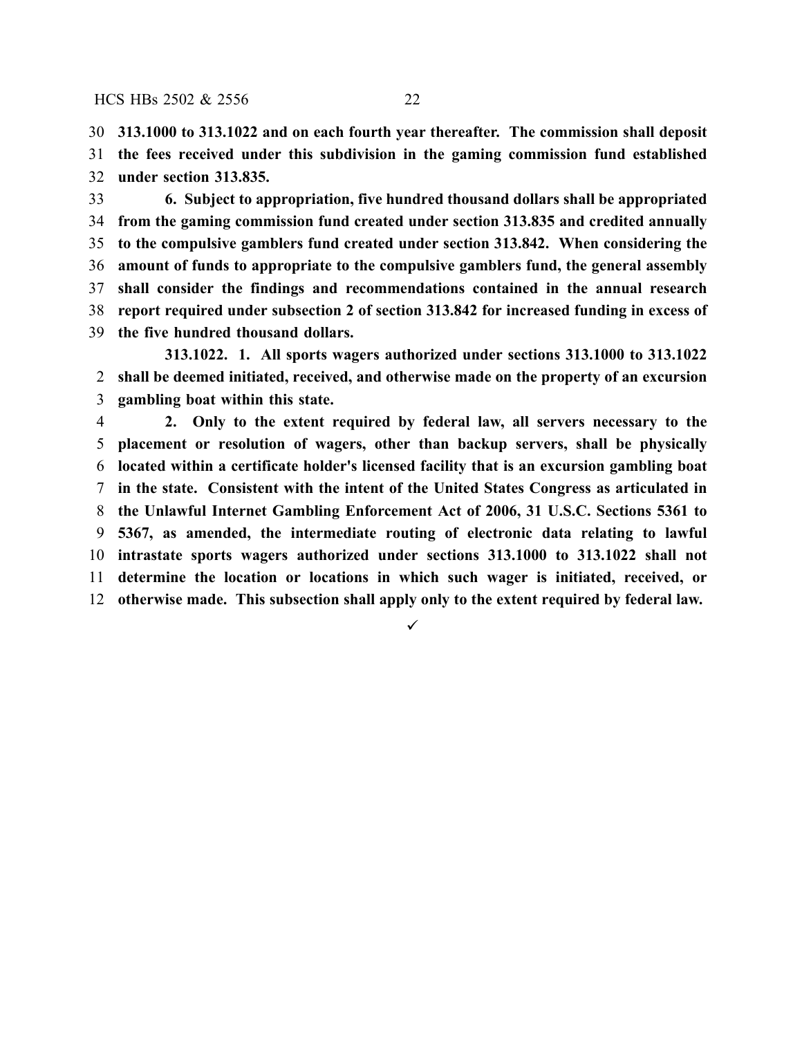**313.1000 to 313.1022 and on each fourth year thereafter. The commission shall deposit the fees received under this subdivision in the gaming commission fund established under section 313.835.**

**6. Subject to appropriation, five hundred thousand dollars shall be appropriated from the gaming commission fund created under section 313.835 and credited annually to the compulsive gamblers fund created under section 313.842. When considering the amount of funds to appropriate to the compulsive gamblers fund, the general assembly shall consider the findings and recommendations contained in the annual research report required under subsection 2 of section 313.842 for increased funding in excess of the five hundred thousand dollars.**

**313.1022. 1. All sports wagers authorized under sections 313.1000 to 313.1022 shall be deemed initiated, received, and otherwise made on the property of an excursion gambling boat within this state.**

**2. Only to the extent required by federal law, all servers necessary to the placement or resolution of wagers, other than backup servers, shall be physically located within a certificate holder's licensed facility that is an excursion gambling boat in the state. Consistent with the intent of the United States Congress as articulated in the Unlawful Internet Gambling Enforcement Act of 2006, 31 U.S.C. Sections 5361 to 5367, as amended, the intermediate routing of electronic data relating to lawful intrastate sports wagers authorized under sections 313.1000 to 313.1022 shall not determine the location or locations in which such wager is initiated, received, or otherwise made. This subsection shall apply only to the extent required by federal law.**

✓